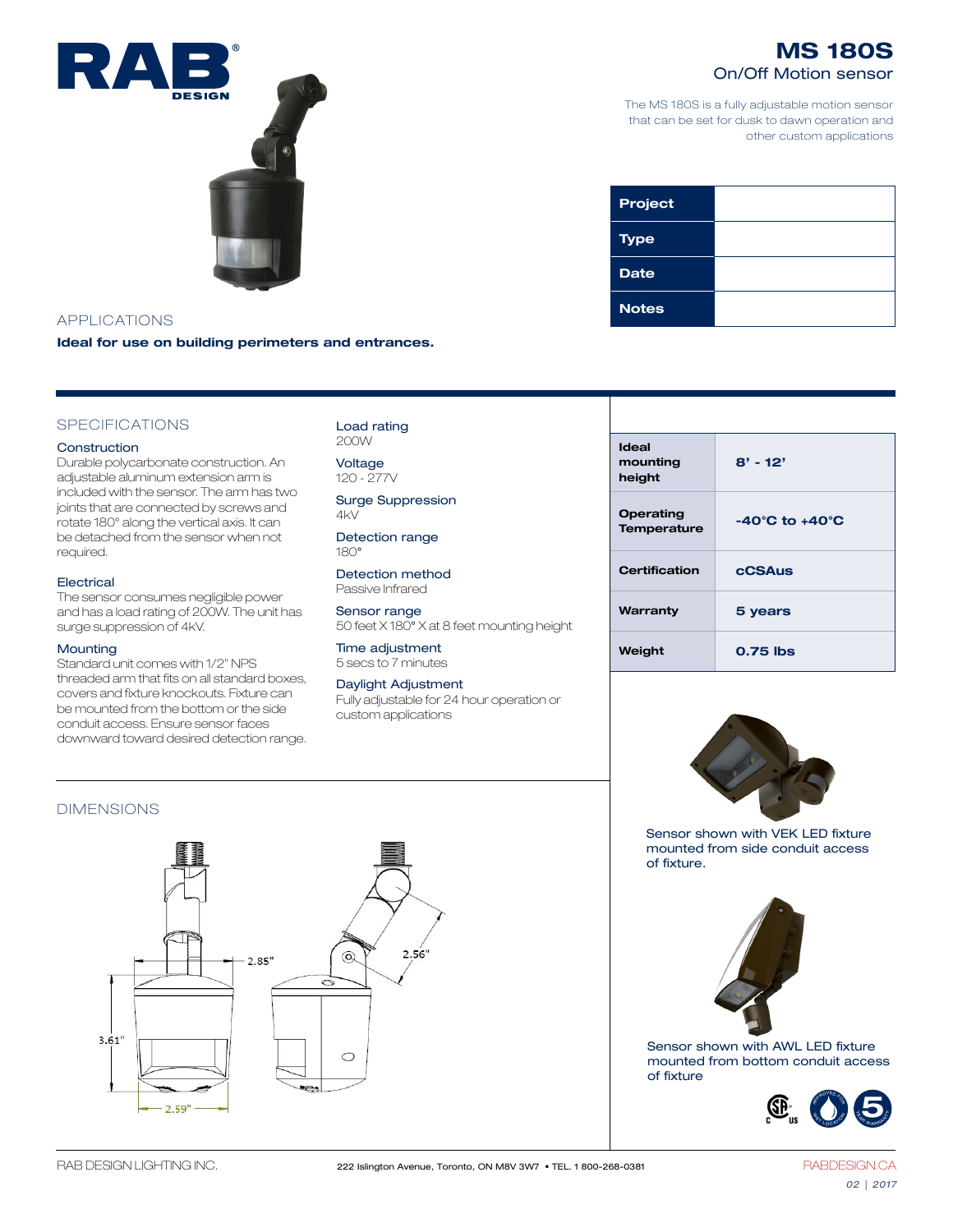# MS 180S

## On/Off Motion sensor

The MS 180S is a fully adjustable motion sensor that can be set for dusk to dawn operation and other custom applications

| | |
|---|---|
| **Project** | |
| **Type** | |
| **Date** | |
| **Notes** | |

## APPLICATIONS

**Ideal for use on building perimeters and entrances.**

## SPECIFICATIONS

### Construction

Durable polycarbonate construction. An adjustable aluminum extension arm is included with the sensor. The arm has two joints that are connected by screws and rotate 180° along the vertical axis. It can be detached from the sensor when not required.

### Electrical

The sensor consumes negligible power and has a load rating of 200W. The unit has surge suppression of 4kV.

### Mounting

Standard unit comes with 1/2" NPS threaded arm that fits on all standard boxes, covers and fixture knockouts. Fixture can be mounted from the bottom or the side conduit access. Ensure sensor faces downward toward desired detection range.

### Load rating

200W

### Voltage

120 - 277V

### Surge Suppression

4kV

### Detection range

180°

### Detection method

Passive Infrared

### Sensor range

50 feet X 180° X at 8 feet mounting height

### Time adjustment

5 secs to 7 minutes

### Daylight Adjustment

Fully adjustable for 24 hour operation or custom applications

| | |
|---|---|
| **Ideal mounting height** | **8' - 12'** |
| **Operating Temperature** | **-40°C to +40°C** |
| **Certification** | **cCSAus** |
| **Warranty** | **5 years** |
| **Weight** | **0.75 lbs** |

## DIMENSIONS

2.85"

2.56"

3.61"

2.59"

Sensor shown with VEK LED fixture mounted from side conduit access of fixture.

Sensor shown with AWL LED fixture mounted from bottom conduit access of fixture

RAB DESIGN LIGHTING INC.

222 Islington Avenue, Toronto, ON M8V 3W7 • TEL. 1 800-268-0381

RABDESIGN.CA

02 | 2017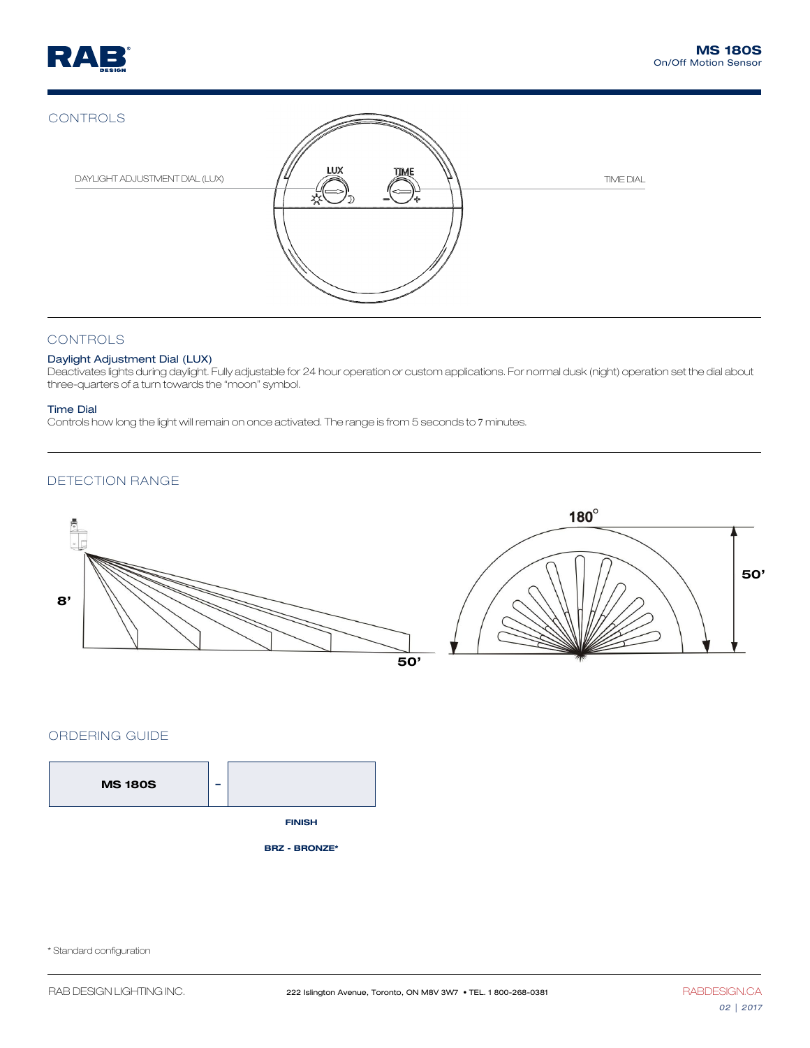## CONTROLS

DAYLIGHT ADJUSTMENT DIAL (LUX)

LUX

TIME

TIME DIAL

## CONTROLS

### Daylight Adjustment Dial (LUX)

Deactivates lights during daylight. Fully adjustable for 24 hour operation or custom applications. For normal dusk (night) operation set the dial about three-quarters of a turn towards the "moon" symbol.

### Time Dial

Controls how long the light will remain on once activated. The range is from 5 seconds to 7 minutes.

## DETECTION RANGE

8'

50'

180°

50'

## ORDERING GUIDE

| | | |
|---|---|---|
| **MS 180S** | - | |

**FINISH**

**BRZ - BRONZE***

\* Standard configuration